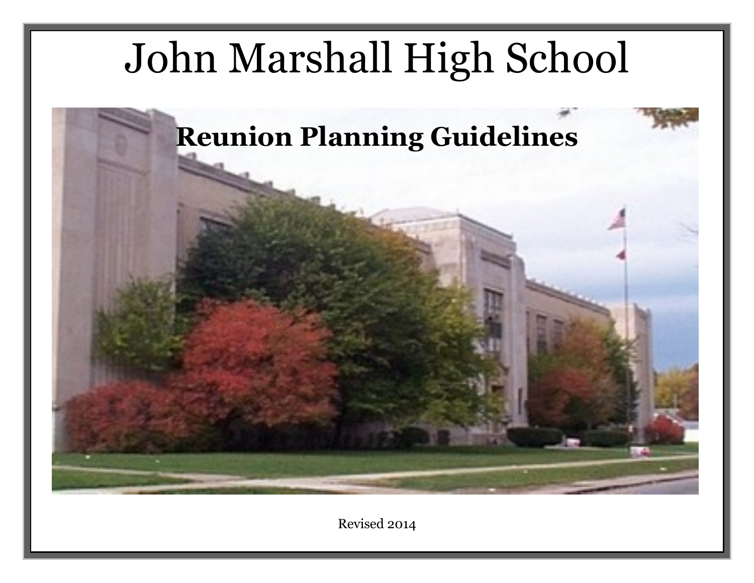# John Marshall High School

## Reunion Planning Guidelines

Revised 2014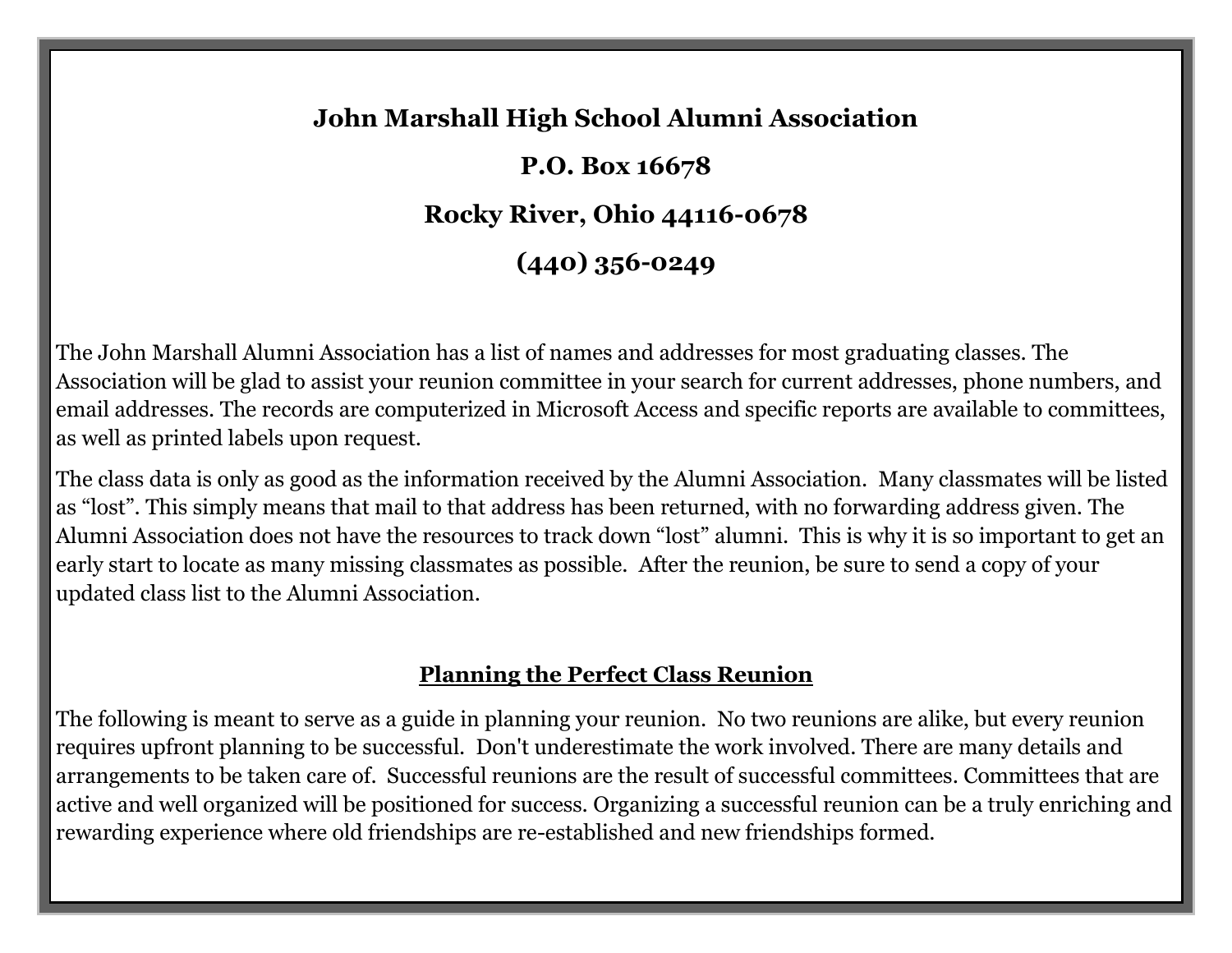**John Marshall High School Alumni Association**

**P.O. Box 16678**

**Rocky River, Ohio 44116-0678**

**(440) 356-0249**

The John Marshall Alumni Association has a list of names and addresses for most graduating classes. The Association will be glad to assist your reunion committee in your search for current addresses, phone numbers, and email addresses. The records are computerized in Microsoft Access and specific reports are available to committees, as well as printed labels upon request.

The class data is only as good as the information received by the Alumni Association. Many classmates will be listed as "lost". This simply means that mail to that address has been returned, with no forwarding address given. The Alumni Association does not have the resources to track down "lost" alumni. This is why it is so important to get an early start to locate as many missing classmates as possible. After the reunion, be sure to send a copy of your updated class list to the Alumni Association.

## Planning the Perfect Class Reunion

The following is meant to serve as a guide in planning your reunion. No two reunions are alike, but every reunion requires upfront planning to be successful. Don't underestimate the work involved. There are many details and arrangements to be taken care of. Successful reunions are the result of successful committees. Committees that are active and well organized will be positioned for success. Organizing a successful reunion can be a truly enriching and rewarding experience where old friendships are re-established and new friendships formed.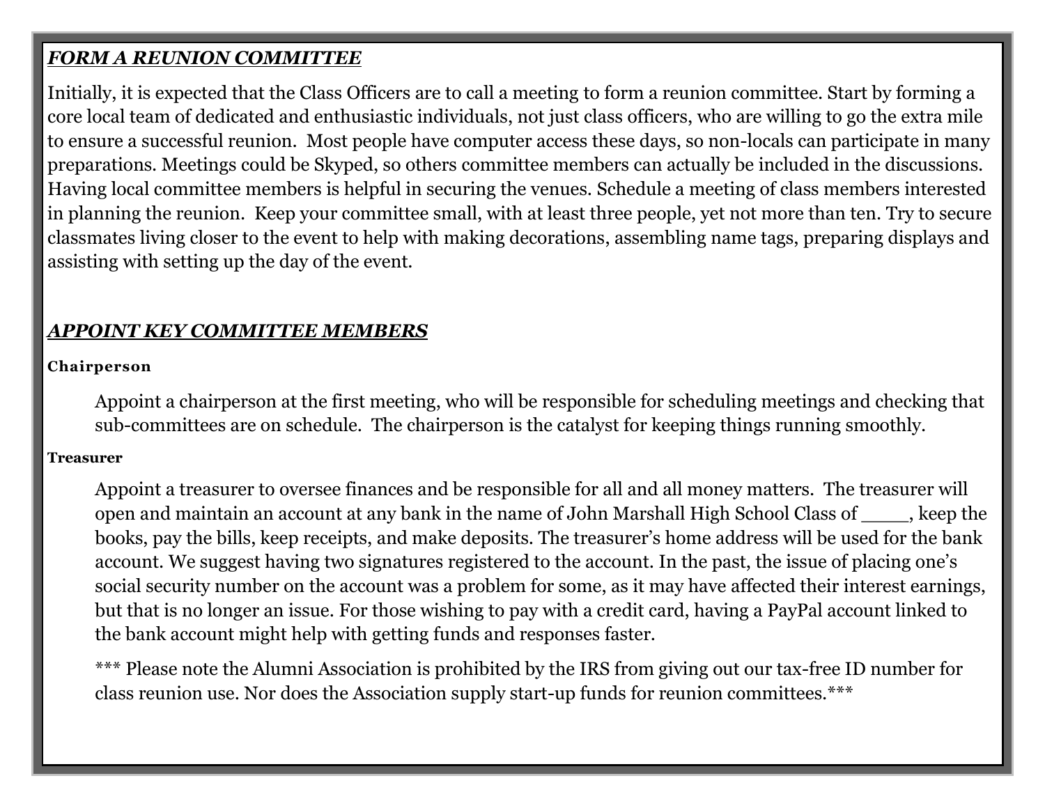## ***FORM A REUNION COMMITTEE***

Initially, it is expected that the Class Officers are to call a meeting to form a reunion committee. Start by forming a core local team of dedicated and enthusiastic individuals, not just class officers, who are willing to go the extra mile to ensure a successful reunion.  Most people have computer access these days, so non-locals can participate in many preparations. Meetings could be Skyped, so others committee members can actually be included in the discussions. Having local committee members is helpful in securing the venues. Schedule a meeting of class members interested in planning the reunion.  Keep your committee small, with at least three people, yet not more than ten. Try to secure classmates living closer to the event to help with making decorations, assembling name tags, preparing displays and assisting with setting up the day of the event.

## ***APPOINT KEY COMMITTEE MEMBERS***

**Chairperson**

Appoint a chairperson at the first meeting, who will be responsible for scheduling meetings and checking that sub-committees are on schedule.  The chairperson is the catalyst for keeping things running smoothly.

**Treasurer**

Appoint a treasurer to oversee finances and be responsible for all and all money matters.  The treasurer will open and maintain an account at any bank in the name of John Marshall High School Class of ____, keep the books, pay the bills, keep receipts, and make deposits. The treasurer's home address will be used for the bank account. We suggest having two signatures registered to the account. In the past, the issue of placing one's social security number on the account was a problem for some, as it may have affected their interest earnings, but that is no longer an issue. For those wishing to pay with a credit card, having a PayPal account linked to the bank account might help with getting funds and responses faster.

*** Please note the Alumni Association is prohibited by the IRS from giving out our tax-free ID number for class reunion use. Nor does the Association supply start-up funds for reunion committees.***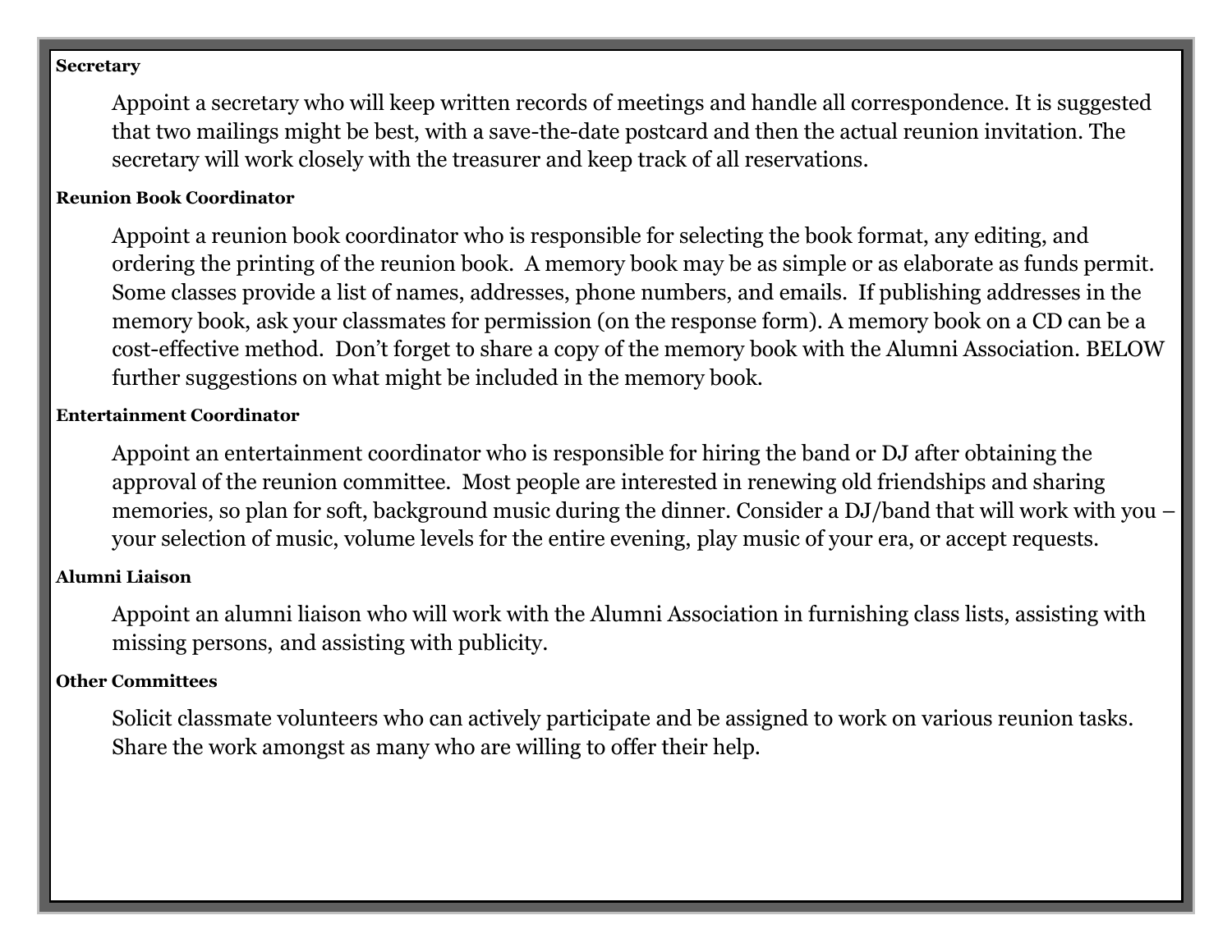**Secretary**

Appoint a secretary who will keep written records of meetings and handle all correspondence. It is suggested that two mailings might be best, with a save-the-date postcard and then the actual reunion invitation. The secretary will work closely with the treasurer and keep track of all reservations.

**Reunion Book Coordinator**

Appoint a reunion book coordinator who is responsible for selecting the book format, any editing, and ordering the printing of the reunion book. A memory book may be as simple or as elaborate as funds permit. Some classes provide a list of names, addresses, phone numbers, and emails. If publishing addresses in the memory book, ask your classmates for permission (on the response form). A memory book on a CD can be a cost-effective method. Don't forget to share a copy of the memory book with the Alumni Association. BELOW further suggestions on what might be included in the memory book.

**Entertainment Coordinator**

Appoint an entertainment coordinator who is responsible for hiring the band or DJ after obtaining the approval of the reunion committee. Most people are interested in renewing old friendships and sharing memories, so plan for soft, background music during the dinner. Consider a DJ/band that will work with you – your selection of music, volume levels for the entire evening, play music of your era, or accept requests.

**Alumni Liaison**

Appoint an alumni liaison who will work with the Alumni Association in furnishing class lists, assisting with missing persons, and assisting with publicity.

**Other Committees**

Solicit classmate volunteers who can actively participate and be assigned to work on various reunion tasks. Share the work amongst as many who are willing to offer their help.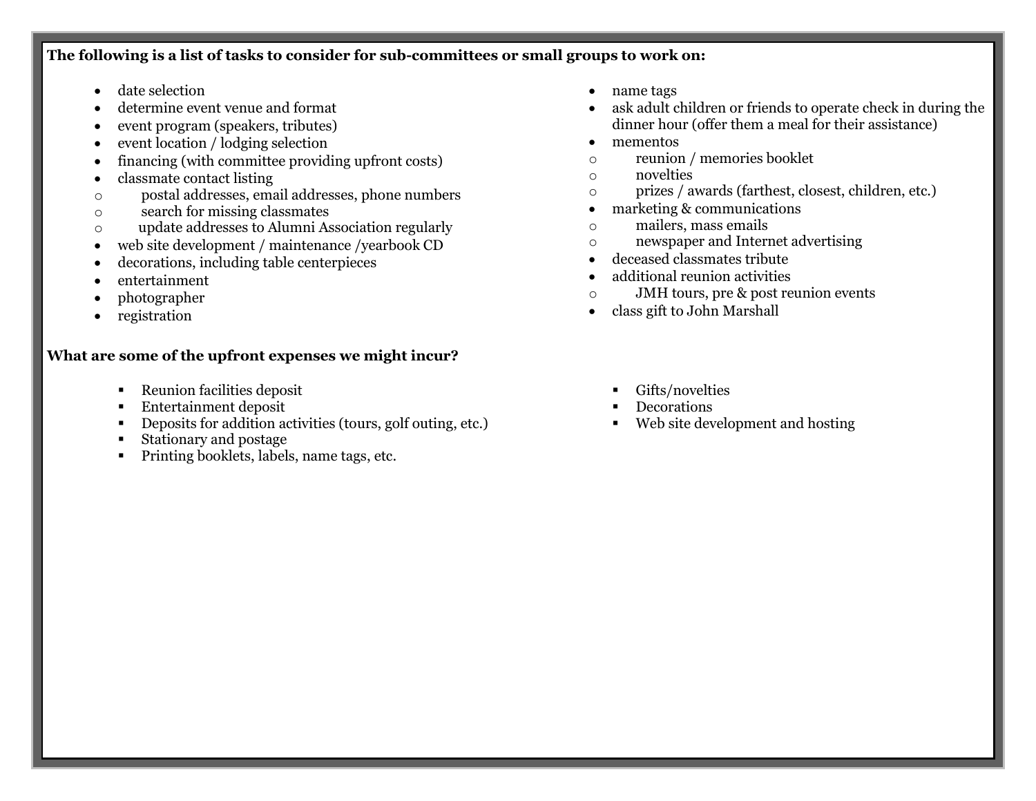**The following is a list of tasks to consider for sub-committees or small groups to work on:**

- date selection
- determine event venue and format
- event program (speakers, tributes)
- event location / lodging selection
- financing (with committee providing upfront costs)
- classmate contact listing
  - postal addresses, email addresses, phone numbers
  - search for missing classmates
  - update addresses to Alumni Association regularly
- web site development / maintenance /yearbook CD
- decorations, including table centerpieces
- entertainment
- photographer
- registration
- name tags
- ask adult children or friends to operate check in during the dinner hour (offer them a meal for their assistance)
- mementos
  - reunion / memories booklet
  - novelties
  - prizes / awards (farthest, closest, children, etc.)
- marketing & communications
  - mailers, mass emails
  - newspaper and Internet advertising
- deceased classmates tribute
- additional reunion activities
  - JMH tours, pre & post reunion events
- class gift to John Marshall

**What are some of the upfront expenses we might incur?**

- Reunion facilities deposit
- Entertainment deposit
- Deposits for addition activities (tours, golf outing, etc.)
- Stationary and postage
- Printing booklets, labels, name tags, etc.
- Gifts/novelties
- Decorations
- Web site development and hosting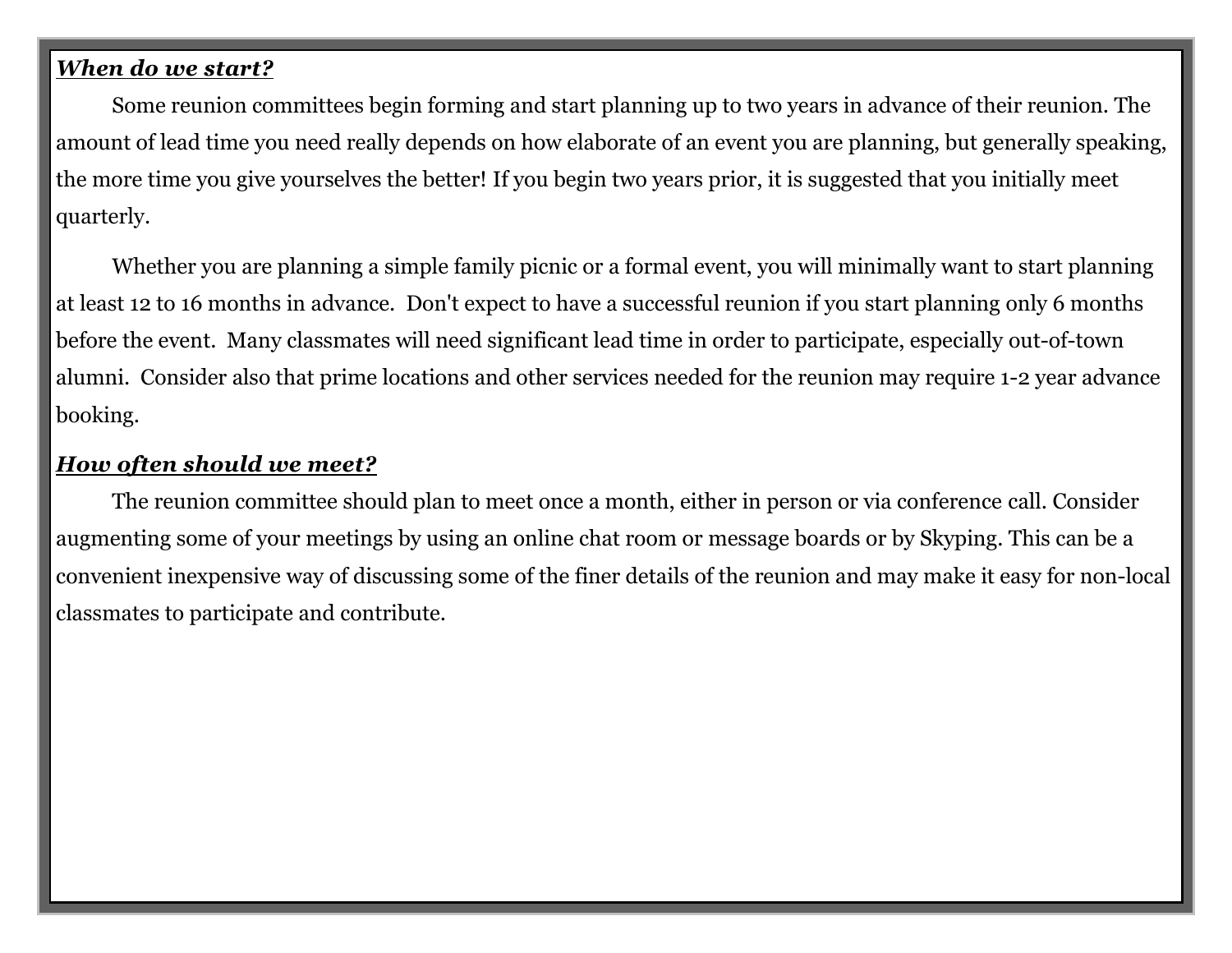***When do we start?***

Some reunion committees begin forming and start planning up to two years in advance of their reunion. The amount of lead time you need really depends on how elaborate of an event you are planning, but generally speaking, the more time you give yourselves the better! If you begin two years prior, it is suggested that you initially meet quarterly.

Whether you are planning a simple family picnic or a formal event, you will minimally want to start planning at least 12 to 16 months in advance. Don't expect to have a successful reunion if you start planning only 6 months before the event. Many classmates will need significant lead time in order to participate, especially out-of-town alumni. Consider also that prime locations and other services needed for the reunion may require 1-2 year advance booking.

***How often should we meet?***

The reunion committee should plan to meet once a month, either in person or via conference call. Consider augmenting some of your meetings by using an online chat room or message boards or by Skyping. This can be a convenient inexpensive way of discussing some of the finer details of the reunion and may make it easy for non-local classmates to participate and contribute.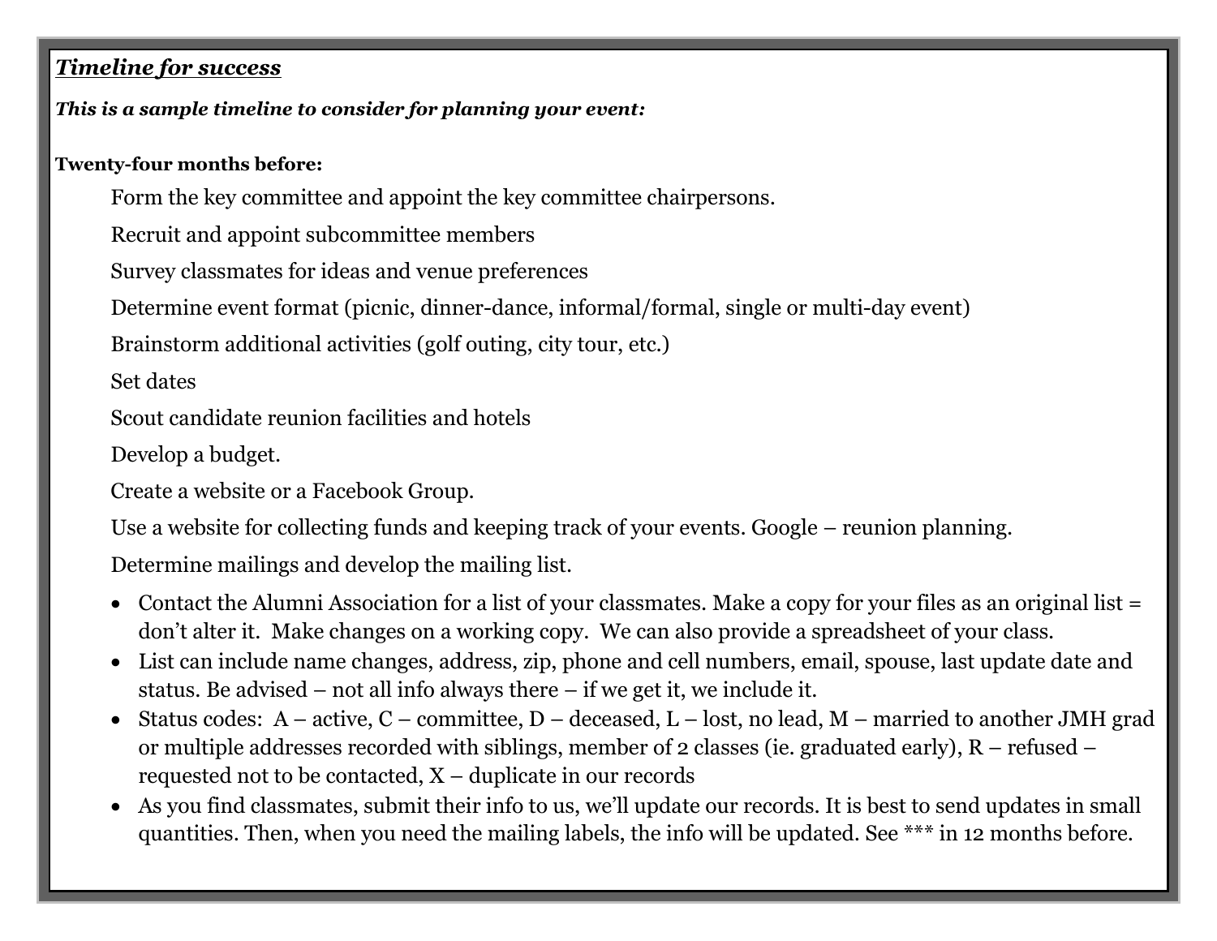***Timeline for success***

***This is a sample timeline to consider for planning your event:***

**Twenty-four months before:**

Form the key committee and appoint the key committee chairpersons.

Recruit and appoint subcommittee members

Survey classmates for ideas and venue preferences

Determine event format (picnic, dinner-dance, informal/formal, single or multi-day event)

Brainstorm additional activities (golf outing, city tour, etc.)

Set dates

Scout candidate reunion facilities and hotels

Develop a budget.

Create a website or a Facebook Group.

Use a website for collecting funds and keeping track of your events. Google – reunion planning.

Determine mailings and develop the mailing list.

- Contact the Alumni Association for a list of your classmates. Make a copy for your files as an original list = don't alter it. Make changes on a working copy. We can also provide a spreadsheet of your class.
- List can include name changes, address, zip, phone and cell numbers, email, spouse, last update date and status. Be advised – not all info always there – if we get it, we include it.
- Status codes: A – active, C – committee, D – deceased, L – lost, no lead, M – married to another JMH grad or multiple addresses recorded with siblings, member of 2 classes (ie. graduated early), R – refused – requested not to be contacted, X – duplicate in our records
- As you find classmates, submit their info to us, we'll update our records. It is best to send updates in small quantities. Then, when you need the mailing labels, the info will be updated. See *** in 12 months before.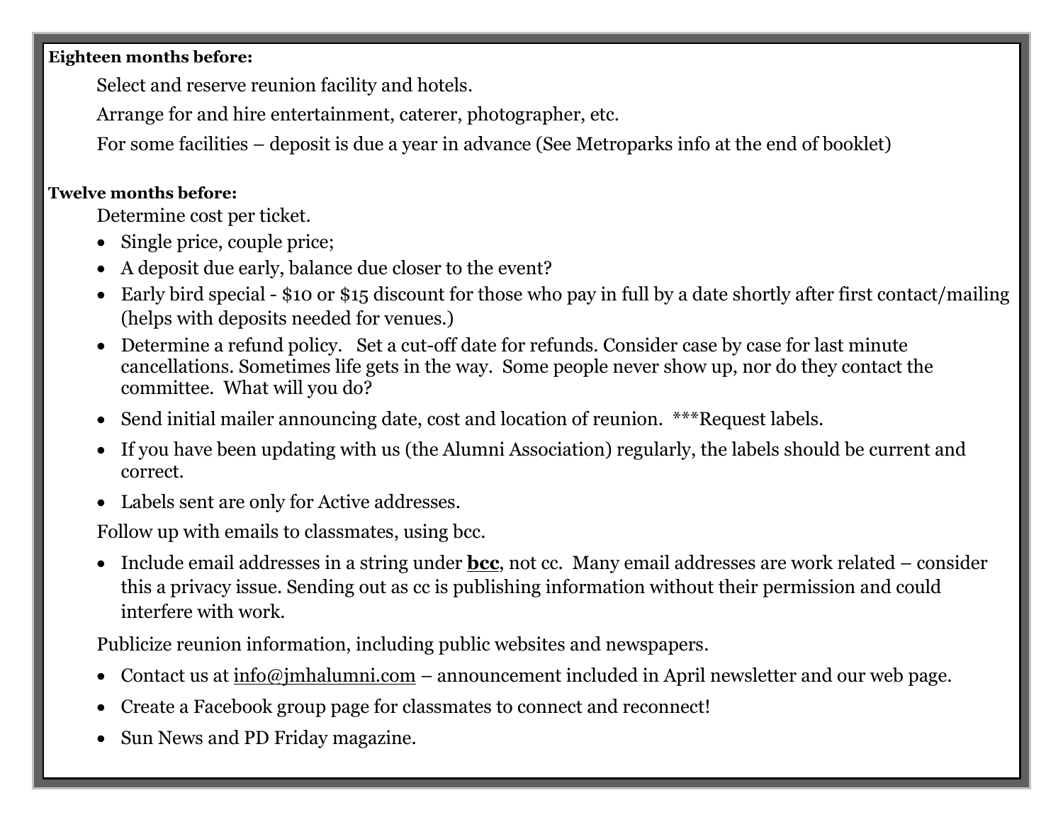**Eighteen months before:**

Select and reserve reunion facility and hotels.

Arrange for and hire entertainment, caterer, photographer, etc.

For some facilities – deposit is due a year in advance (See Metroparks info at the end of booklet)

**Twelve months before:**

Determine cost per ticket.

- Single price, couple price;
- A deposit due early, balance due closer to the event?
- Early bird special - $10 or $15 discount for those who pay in full by a date shortly after first contact/mailing (helps with deposits needed for venues.)
- Determine a refund policy. Set a cut-off date for refunds. Consider case by case for last minute cancellations. Sometimes life gets in the way. Some people never show up, nor do they contact the committee. What will you do?
- Send initial mailer announcing date, cost and location of reunion. ***Request labels.
- If you have been updating with us (the Alumni Association) regularly, the labels should be current and correct.
- Labels sent are only for Active addresses.

Follow up with emails to classmates, using bcc.

- Include email addresses in a string under **<u>bcc</u>**, not cc. Many email addresses are work related – consider this a privacy issue. Sending out as cc is publishing information without their permission and could interfere with work.

Publicize reunion information, including public websites and newspapers.

- Contact us at info@jmhalumni.com – announcement included in April newsletter and our web page.
- Create a Facebook group page for classmates to connect and reconnect!
- Sun News and PD Friday magazine.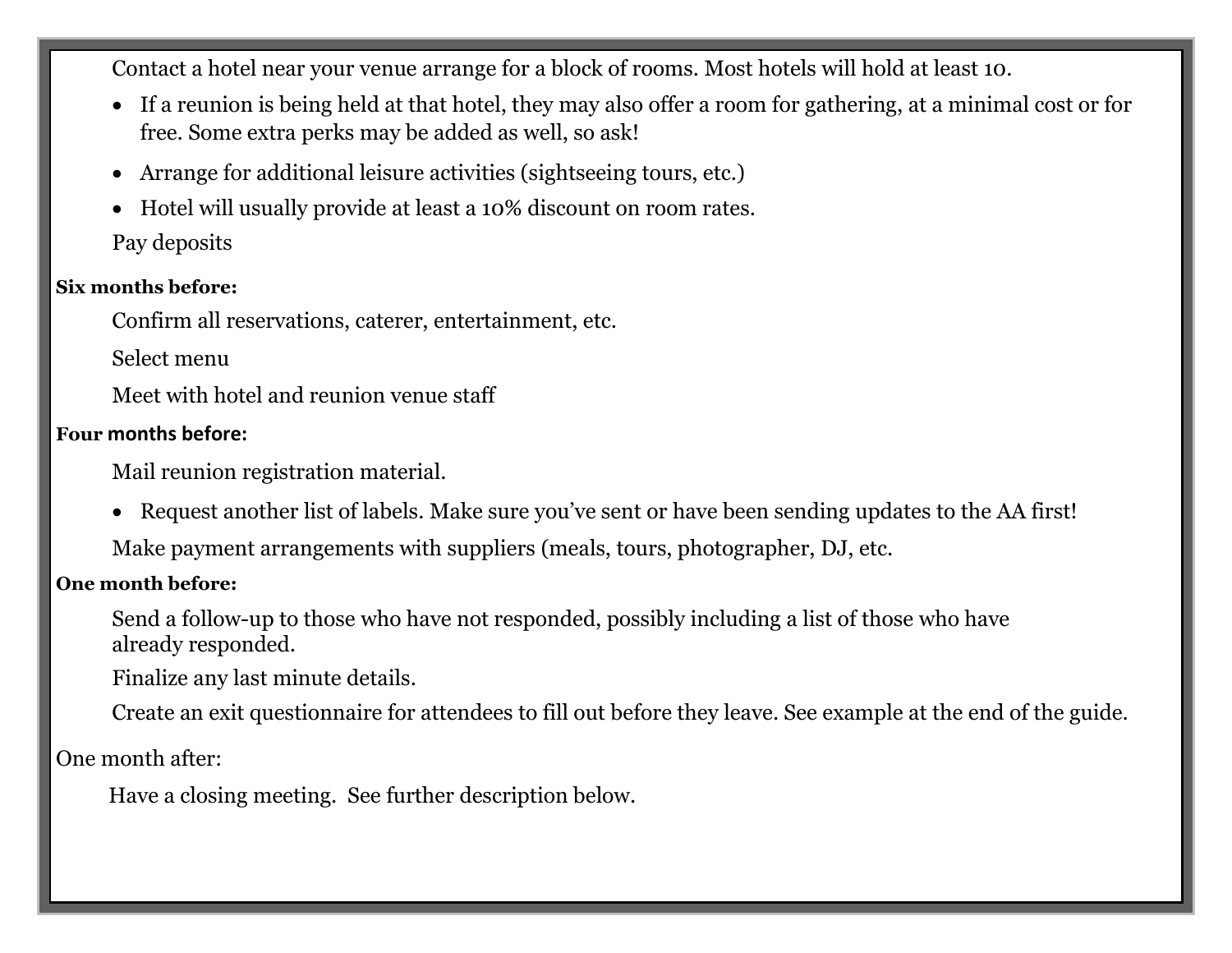Contact a hotel near your venue arrange for a block of rooms. Most hotels will hold at least 10.

- If a reunion is being held at that hotel, they may also offer a room for gathering, at a minimal cost or for free. Some extra perks may be added as well, so ask!
- Arrange for additional leisure activities (sightseeing tours, etc.)
- Hotel will usually provide at least a 10% discount on room rates.

Pay deposits

**Six months before:**

Confirm all reservations, caterer, entertainment, etc.

Select menu

Meet with hotel and reunion venue staff

**Four months before:**

Mail reunion registration material.

- Request another list of labels. Make sure you've sent or have been sending updates to the AA first!

Make payment arrangements with suppliers (meals, tours, photographer, DJ, etc.

**One month before:**

Send a follow-up to those who have not responded, possibly including a list of those who have already responded.

Finalize any last minute details.

Create an exit questionnaire for attendees to fill out before they leave. See example at the end of the guide.

One month after:

Have a closing meeting. See further description below.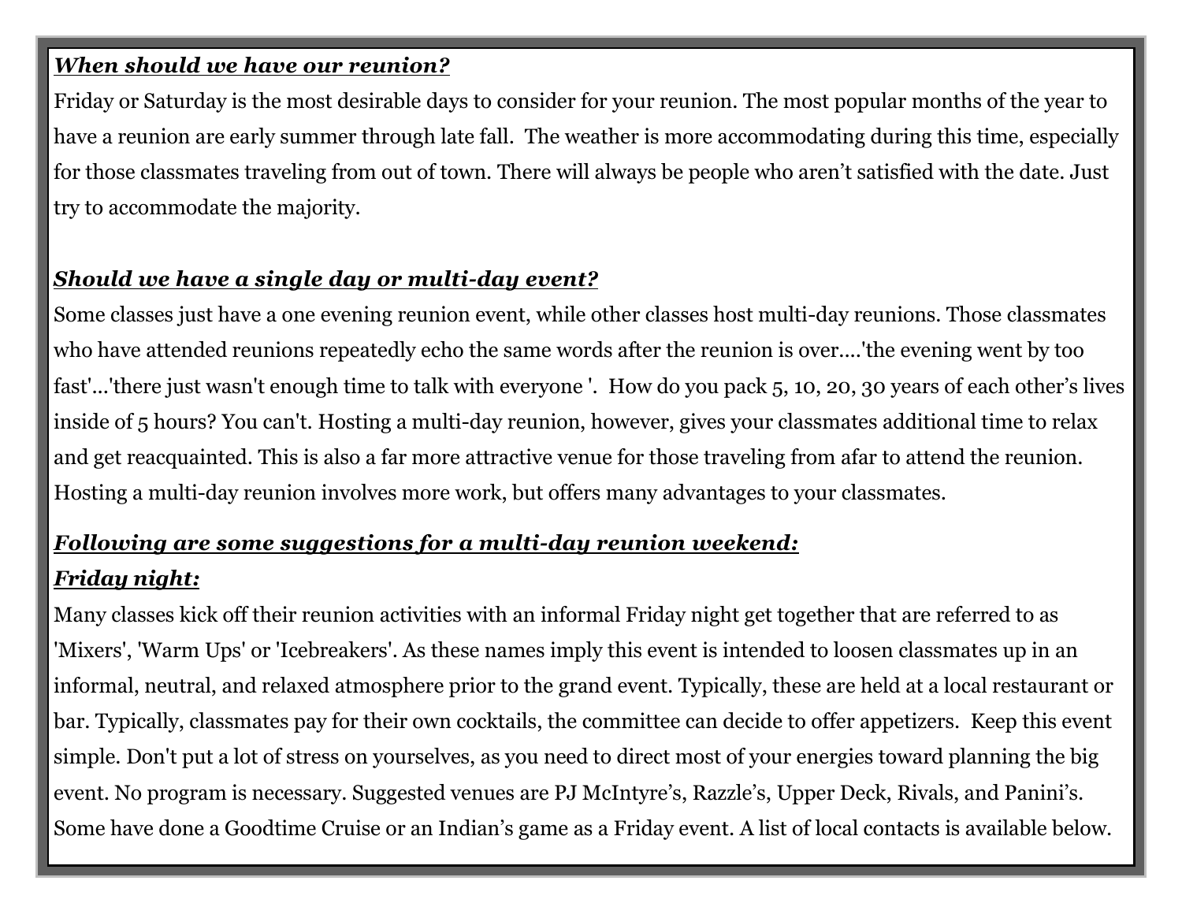***When should we have our reunion?***

Friday or Saturday is the most desirable days to consider for your reunion. The most popular months of the year to have a reunion are early summer through late fall. The weather is more accommodating during this time, especially for those classmates traveling from out of town. There will always be people who aren't satisfied with the date. Just try to accommodate the majority.

***Should we have a single day or multi-day event?***

Some classes just have a one evening reunion event, while other classes host multi-day reunions. Those classmates who have attended reunions repeatedly echo the same words after the reunion is over....'the evening went by too fast'...'there just wasn't enough time to talk with everyone '. How do you pack 5, 10, 20, 30 years of each other's lives inside of 5 hours? You can't. Hosting a multi-day reunion, however, gives your classmates additional time to relax and get reacquainted. This is also a far more attractive venue for those traveling from afar to attend the reunion. Hosting a multi-day reunion involves more work, but offers many advantages to your classmates.

***Following are some suggestions for a multi-day reunion weekend:***

***Friday night:***

Many classes kick off their reunion activities with an informal Friday night get together that are referred to as 'Mixers', 'Warm Ups' or 'Icebreakers'. As these names imply this event is intended to loosen classmates up in an informal, neutral, and relaxed atmosphere prior to the grand event. Typically, these are held at a local restaurant or bar. Typically, classmates pay for their own cocktails, the committee can decide to offer appetizers. Keep this event simple. Don't put a lot of stress on yourselves, as you need to direct most of your energies toward planning the big event. No program is necessary. Suggested venues are PJ McIntyre's, Razzle's, Upper Deck, Rivals, and Panini's. Some have done a Goodtime Cruise or an Indian's game as a Friday event. A list of local contacts is available below.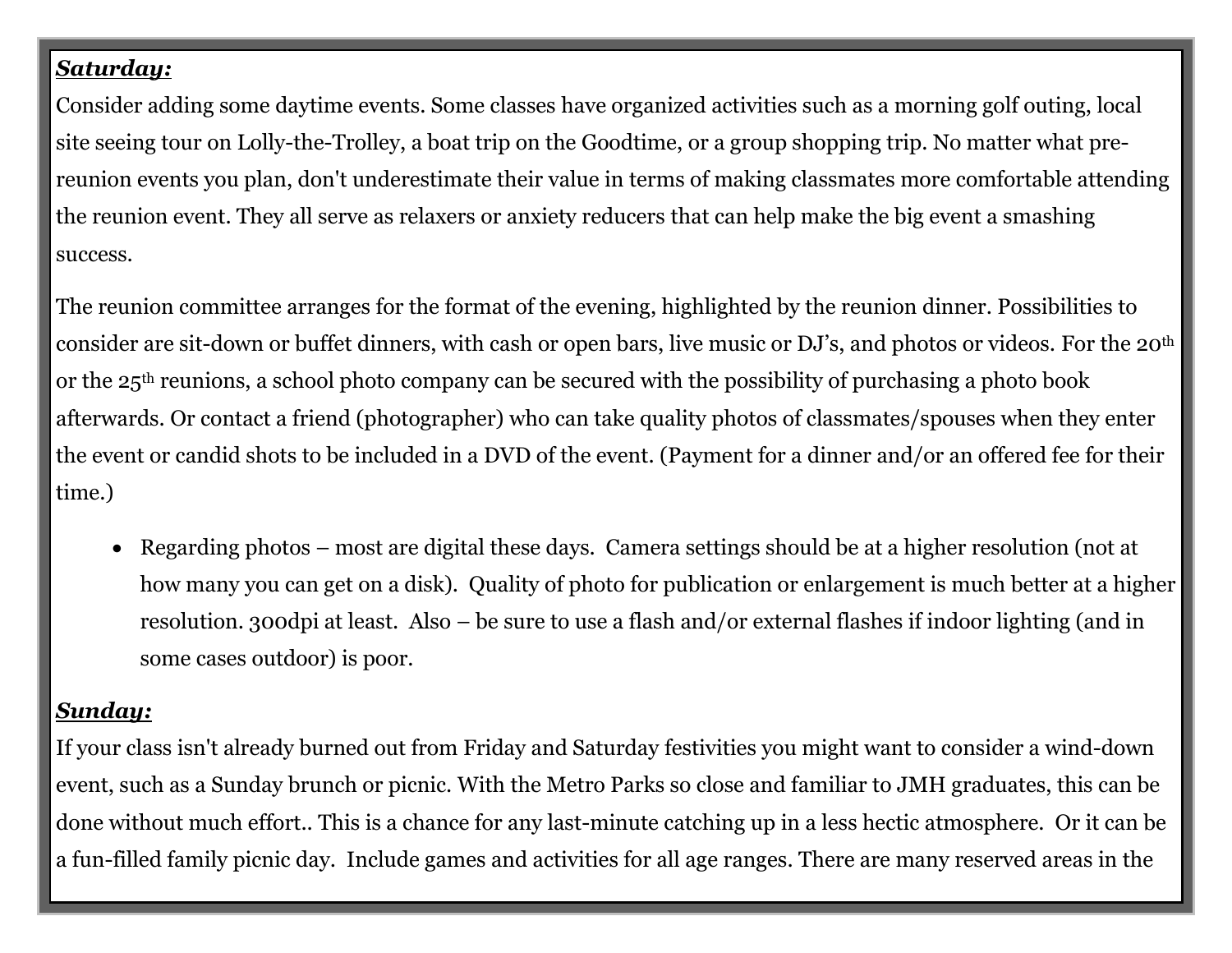***<u>Saturday:</u>***

Consider adding some daytime events. Some classes have organized activities such as a morning golf outing, local site seeing tour on Lolly-the-Trolley, a boat trip on the Goodtime, or a group shopping trip. No matter what pre-reunion events you plan, don't underestimate their value in terms of making classmates more comfortable attending the reunion event. They all serve as relaxers or anxiety reducers that can help make the big event a smashing success.

The reunion committee arranges for the format of the evening, highlighted by the reunion dinner. Possibilities to consider are sit-down or buffet dinners, with cash or open bars, live music or DJ's, and photos or videos. For the 20th or the 25th reunions, a school photo company can be secured with the possibility of purchasing a photo book afterwards. Or contact a friend (photographer) who can take quality photos of classmates/spouses when they enter the event or candid shots to be included in a DVD of the event. (Payment for a dinner and/or an offered fee for their time.)

- Regarding photos – most are digital these days. Camera settings should be at a higher resolution (not at how many you can get on a disk). Quality of photo for publication or enlargement is much better at a higher resolution. 300dpi at least. Also – be sure to use a flash and/or external flashes if indoor lighting (and in some cases outdoor) is poor.

***<u>Sunday:</u>***

If your class isn't already burned out from Friday and Saturday festivities you might want to consider a wind-down event, such as a Sunday brunch or picnic. With the Metro Parks so close and familiar to JMH graduates, this can be done without much effort.. This is a chance for any last-minute catching up in a less hectic atmosphere. Or it can be a fun-filled family picnic day. Include games and activities for all age ranges. There are many reserved areas in the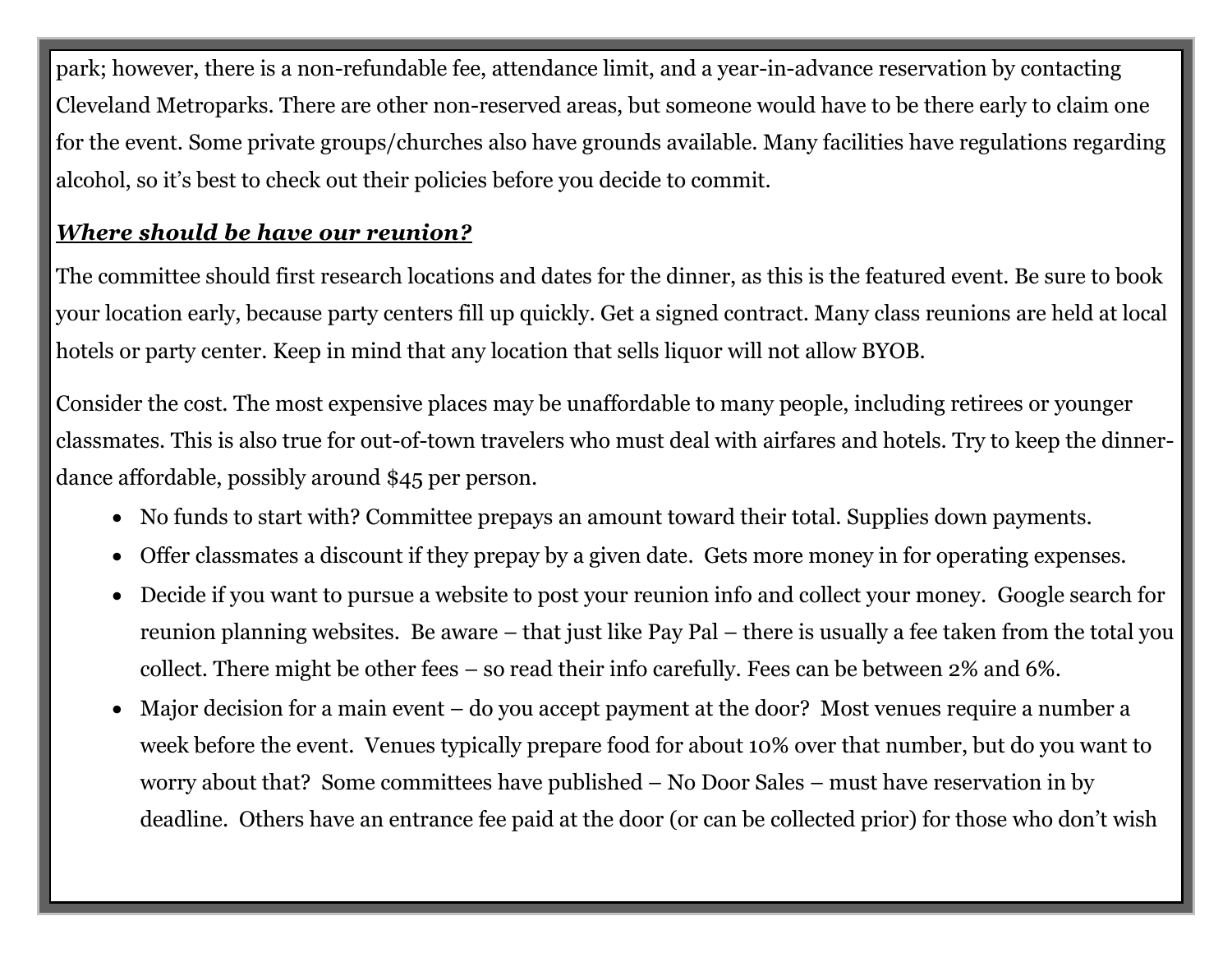park; however, there is a non-refundable fee, attendance limit, and a year-in-advance reservation by contacting Cleveland Metroparks. There are other non-reserved areas, but someone would have to be there early to claim one for the event. Some private groups/churches also have grounds available. Many facilities have regulations regarding alcohol, so it's best to check out their policies before you decide to commit.

***<u>Where should be have our reunion?</u>***

The committee should first research locations and dates for the dinner, as this is the featured event. Be sure to book your location early, because party centers fill up quickly. Get a signed contract. Many class reunions are held at local hotels or party center. Keep in mind that any location that sells liquor will not allow BYOB.

Consider the cost. The most expensive places may be unaffordable to many people, including retirees or younger classmates. This is also true for out-of-town travelers who must deal with airfares and hotels. Try to keep the dinner-dance affordable, possibly around $45 per person.

- No funds to start with? Committee prepays an amount toward their total. Supplies down payments.
- Offer classmates a discount if they prepay by a given date. Gets more money in for operating expenses.
- Decide if you want to pursue a website to post your reunion info and collect your money. Google search for reunion planning websites. Be aware – that just like Pay Pal – there is usually a fee taken from the total you collect. There might be other fees – so read their info carefully. Fees can be between 2% and 6%.
- Major decision for a main event – do you accept payment at the door? Most venues require a number a week before the event. Venues typically prepare food for about 10% over that number, but do you want to worry about that? Some committees have published – No Door Sales – must have reservation in by deadline. Others have an entrance fee paid at the door (or can be collected prior) for those who don't wish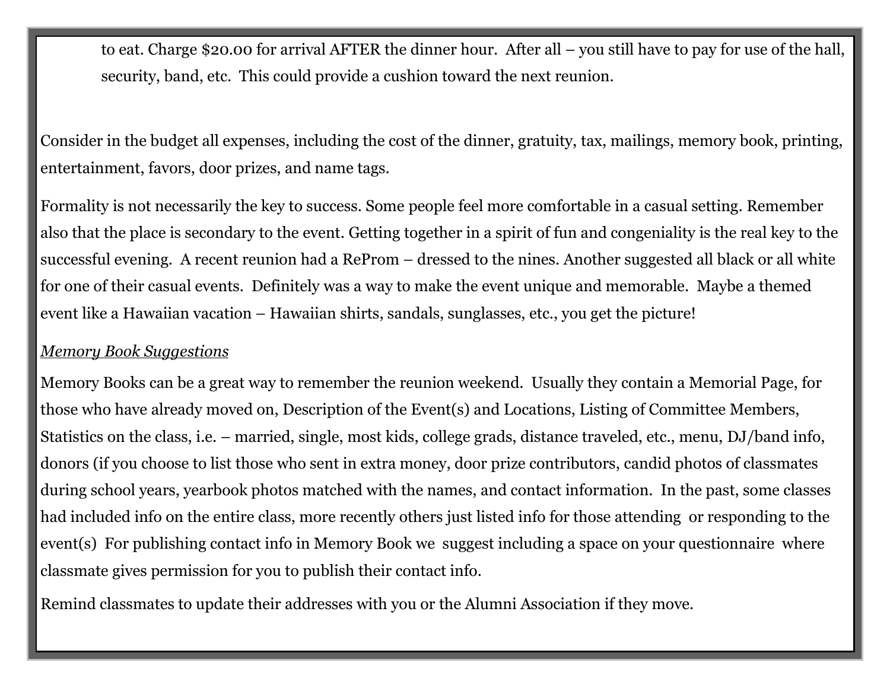to eat. Charge $20.00 for arrival AFTER the dinner hour. After all – you still have to pay for use of the hall, security, band, etc. This could provide a cushion toward the next reunion.

Consider in the budget all expenses, including the cost of the dinner, gratuity, tax, mailings, memory book, printing, entertainment, favors, door prizes, and name tags.

Formality is not necessarily the key to success. Some people feel more comfortable in a casual setting. Remember also that the place is secondary to the event. Getting together in a spirit of fun and congeniality is the real key to the successful evening. A recent reunion had a ReProm – dressed to the nines. Another suggested all black or all white for one of their casual events. Definitely was a way to make the event unique and memorable. Maybe a themed event like a Hawaiian vacation – Hawaiian shirts, sandals, sunglasses, etc., you get the picture!

*Memory Book Suggestions*

Memory Books can be a great way to remember the reunion weekend. Usually they contain a Memorial Page, for those who have already moved on, Description of the Event(s) and Locations, Listing of Committee Members, Statistics on the class, i.e. – married, single, most kids, college grads, distance traveled, etc., menu, DJ/band info, donors (if you choose to list those who sent in extra money, door prize contributors, candid photos of classmates during school years, yearbook photos matched with the names, and contact information. In the past, some classes had included info on the entire class, more recently others just listed info for those attending or responding to the event(s) For publishing contact info in Memory Book we suggest including a space on your questionnaire where classmate gives permission for you to publish their contact info.

Remind classmates to update their addresses with you or the Alumni Association if they move.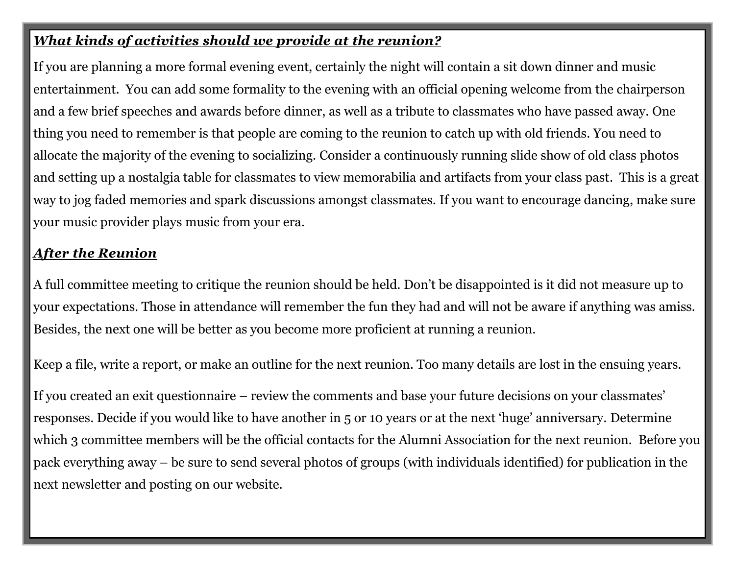***What kinds of activities should we provide at the reunion?***

If you are planning a more formal evening event, certainly the night will contain a sit down dinner and music entertainment. You can add some formality to the evening with an official opening welcome from the chairperson and a few brief speeches and awards before dinner, as well as a tribute to classmates who have passed away. One thing you need to remember is that people are coming to the reunion to catch up with old friends. You need to allocate the majority of the evening to socializing. Consider a continuously running slide show of old class photos and setting up a nostalgia table for classmates to view memorabilia and artifacts from your class past. This is a great way to jog faded memories and spark discussions amongst classmates. If you want to encourage dancing, make sure your music provider plays music from your era.

***After the Reunion***

A full committee meeting to critique the reunion should be held. Don't be disappointed is it did not measure up to your expectations. Those in attendance will remember the fun they had and will not be aware if anything was amiss. Besides, the next one will be better as you become more proficient at running a reunion.

Keep a file, write a report, or make an outline for the next reunion. Too many details are lost in the ensuing years.

If you created an exit questionnaire – review the comments and base your future decisions on your classmates' responses. Decide if you would like to have another in 5 or 10 years or at the next 'huge' anniversary. Determine which 3 committee members will be the official contacts for the Alumni Association for the next reunion. Before you pack everything away – be sure to send several photos of groups (with individuals identified) for publication in the next newsletter and posting on our website.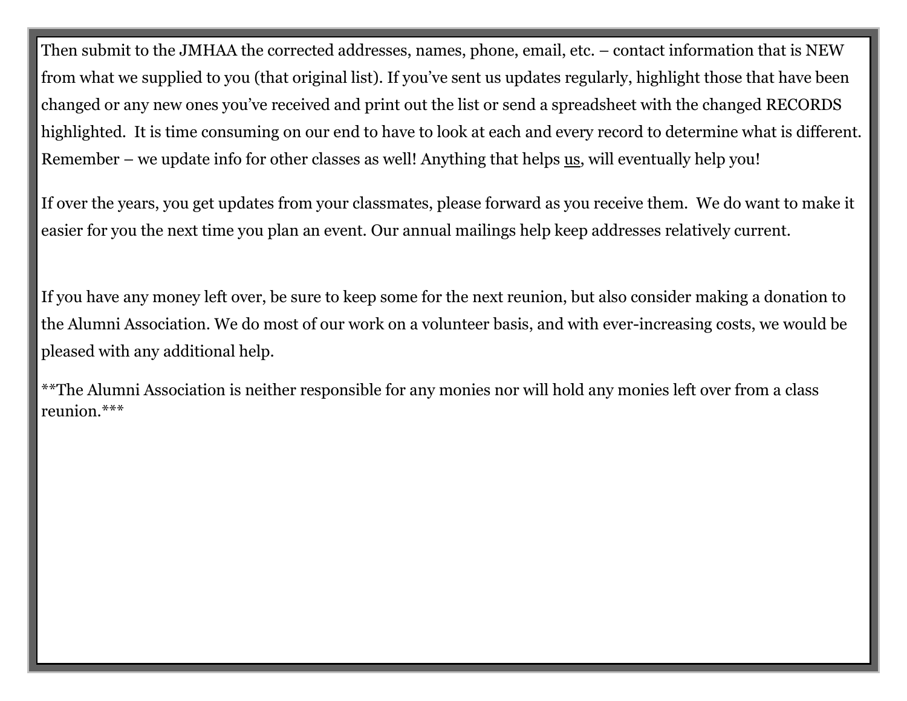Then submit to the JMHAA the corrected addresses, names, phone, email, etc. – contact information that is NEW from what we supplied to you (that original list). If you've sent us updates regularly, highlight those that have been changed or any new ones you've received and print out the list or send a spreadsheet with the changed RECORDS highlighted. It is time consuming on our end to have to look at each and every record to determine what is different. Remember – we update info for other classes as well! Anything that helps <u>us</u>, will eventually help you!

If over the years, you get updates from your classmates, please forward as you receive them. We do want to make it easier for you the next time you plan an event. Our annual mailings help keep addresses relatively current.

If you have any money left over, be sure to keep some for the next reunion, but also consider making a donation to the Alumni Association. We do most of our work on a volunteer basis, and with ever-increasing costs, we would be pleased with any additional help.

**The Alumni Association is neither responsible for any monies nor will hold any monies left over from a class reunion.***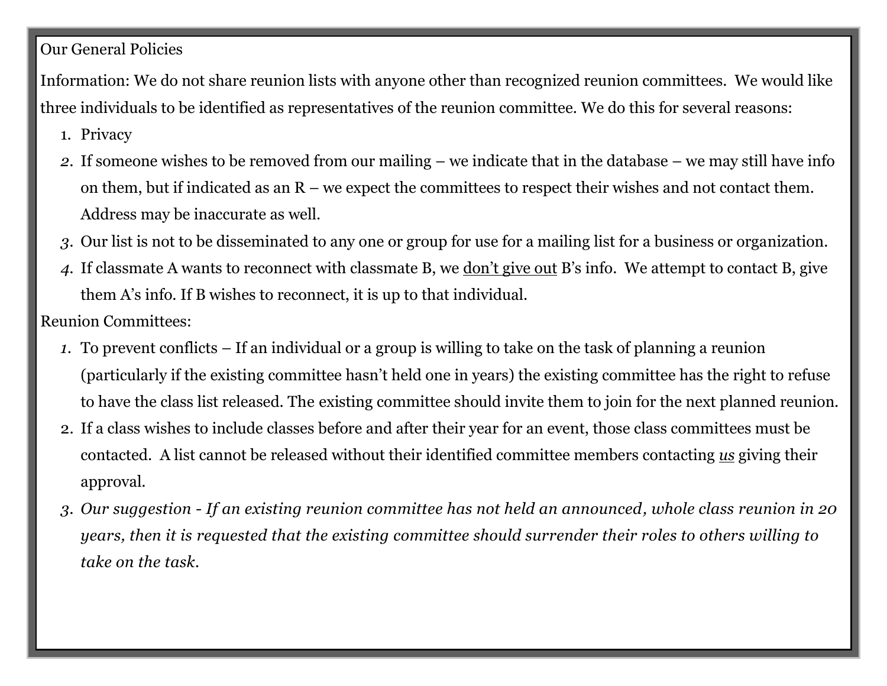Our General Policies

Information: We do not share reunion lists with anyone other than recognized reunion committees. We would like three individuals to be identified as representatives of the reunion committee. We do this for several reasons:

1. Privacy
2. If someone wishes to be removed from our mailing – we indicate that in the database – we may still have info on them, but if indicated as an R – we expect the committees to respect their wishes and not contact them. Address may be inaccurate as well.
3. Our list is not to be disseminated to any one or group for use for a mailing list for a business or organization.
4. If classmate A wants to reconnect with classmate B, we <u>don't give out</u> B's info. We attempt to contact B, give them A's info. If B wishes to reconnect, it is up to that individual.

Reunion Committees:

1. To prevent conflicts – If an individual or a group is willing to take on the task of planning a reunion (particularly if the existing committee hasn't held one in years) the existing committee has the right to refuse to have the class list released. The existing committee should invite them to join for the next planned reunion.
2. If a class wishes to include classes before and after their year for an event, those class committees must be contacted. A list cannot be released without their identified committee members contacting *<u>us</u>* giving their approval.
3. *Our suggestion - If an existing reunion committee has not held an announced, whole class reunion in 20 years, then it is requested that the existing committee should surrender their roles to others willing to take on the task.*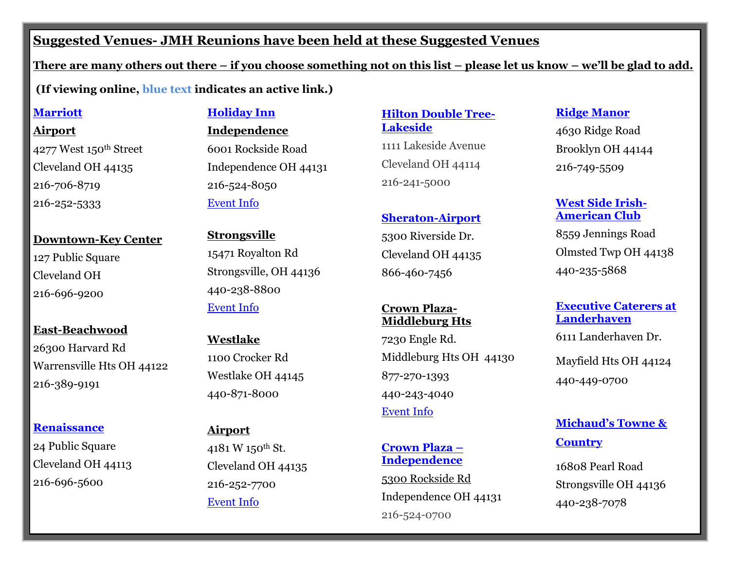# Suggested Venues- JMH Reunions have been held at these Suggested Venues

**There are many others out there – if you choose something not on this list – please let us know – we'll be glad to add.**

**(If viewing online, blue text indicates an active link.)**

**Marriott**

**Airport**
4277 West 150th Street
Cleveland OH 44135
216-706-8719
216-252-5333

**Downtown-Key Center**
127 Public Square
Cleveland OH
216-696-9200

**East-Beachwood**
26300 Harvard Rd
Warrensville Hts OH 44122
216-389-9191

**Renaissance**
24 Public Square
Cleveland OH 44113
216-696-5600

**Holiday Inn**

**Independence**
6001 Rockside Road
Independence OH 44131
216-524-8050
Event Info

**Strongsville**
15471 Royalton Rd
Strongsville, OH 44136
440-238-8800
Event Info

**Westlake**
1100 Crocker Rd
Westlake OH 44145
440-871-8000

**Airport**
4181 W 150th St.
Cleveland OH 44135
216-252-7700
Event Info

**Hilton Double Tree-Lakeside**
1111 Lakeside Avenue
Cleveland OH 44114
216-241-5000

**Sheraton-Airport**
5300 Riverside Dr.
Cleveland OH 44135
866-460-7456

**Crown Plaza-Middleburg Hts**
7230 Engle Rd.
Middleburg Hts OH 44130
877-270-1393
440-243-4040
Event Info

**Crown Plaza – Independence**
5300 Rockside Rd
Independence OH 44131
216-524-0700

**Ridge Manor**
4630 Ridge Road
Brooklyn OH 44144
216-749-5509

**West Side Irish-American Club**
8559 Jennings Road
Olmsted Twp OH 44138
440-235-5868

**Executive Caterers at Landerhaven**
6111 Landerhaven Dr.
Mayfield Hts OH 44124
440-449-0700

**Michaud's Towne & Country**
16808 Pearl Road
Strongsville OH 44136
440-238-7078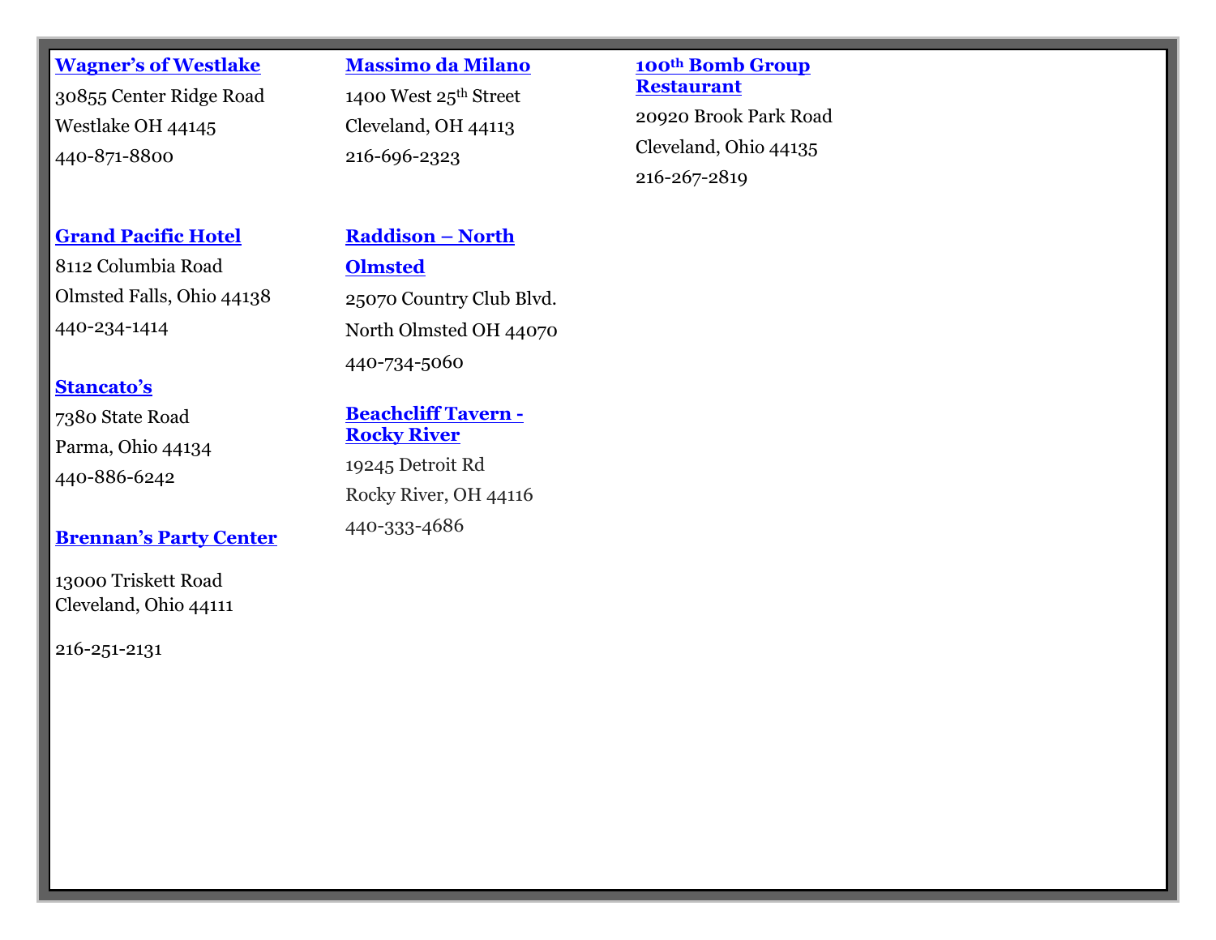**Wagner's of Westlake**

30855 Center Ridge Road

Westlake OH 44145

440-871-8800

**Grand Pacific Hotel**

8112 Columbia Road

Olmsted Falls, Ohio 44138

440-234-1414

**Stancato's**

7380 State Road

Parma, Ohio 44134

440-886-6242

**Brennan's Party Center**

13000 Triskett Road
Cleveland, Ohio 44111

216-251-2131

**Massimo da Milano**

1400 West 25th Street

Cleveland, OH 44113

216-696-2323

**Raddison – North Olmsted**

25070 Country Club Blvd.

North Olmsted OH 44070

440-734-5060

**Beachcliff Tavern - Rocky River**

19245 Detroit Rd

Rocky River, OH 44116

440-333-4686

**100th Bomb Group Restaurant**

20920 Brook Park Road

Cleveland, Ohio 44135

216-267-2819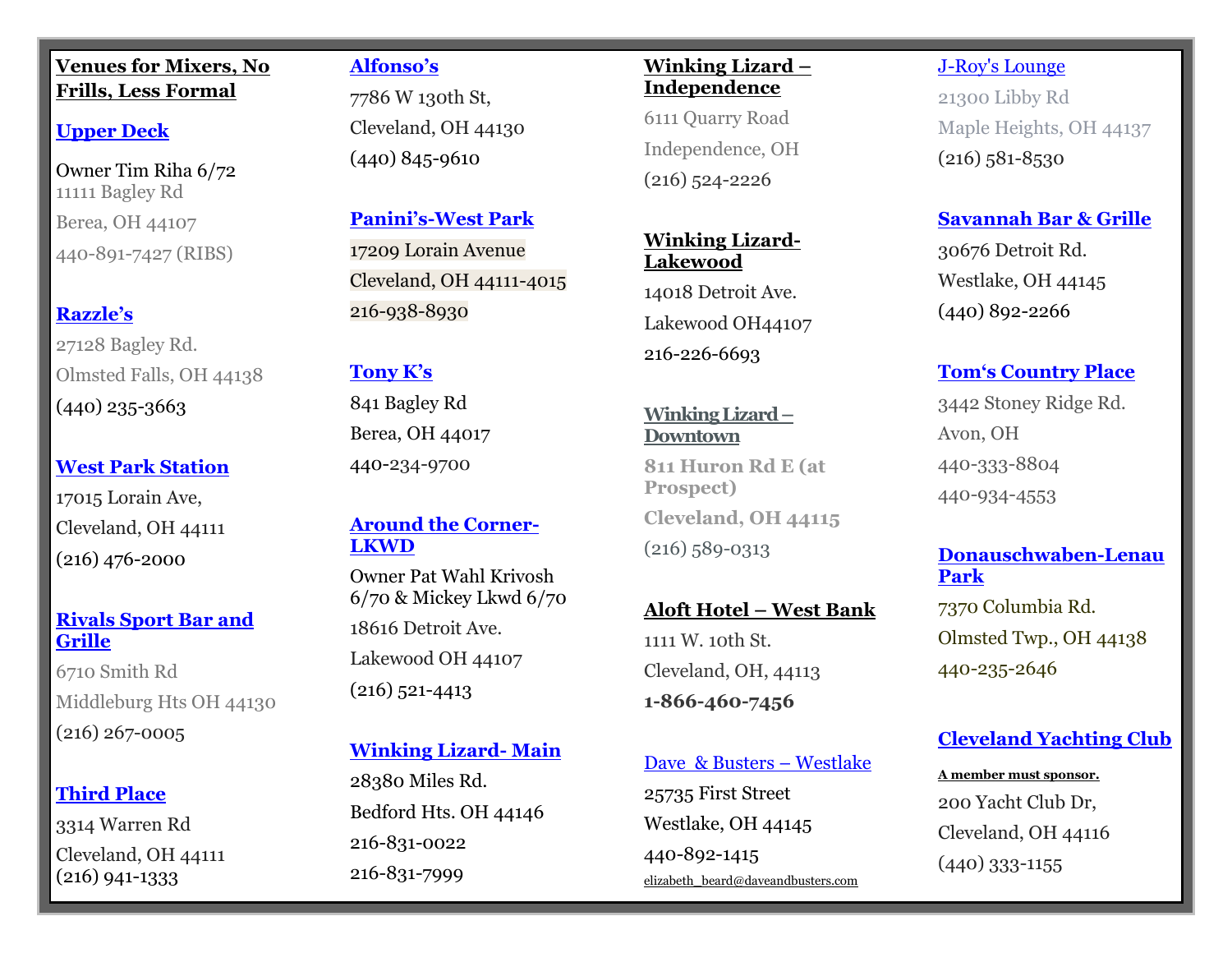## Venues for Mixers, No Frills, Less Formal

**Upper Deck**

Owner Tim Riha 6/72
11111 Bagley Rd
Berea, OH 44107
440-891-7427 (RIBS)

**Razzle's**

27128 Bagley Rd.
Olmsted Falls, OH 44138
(440) 235-3663

**West Park Station**

17015 Lorain Ave,
Cleveland, OH 44111
(216) 476-2000

**Rivals Sport Bar and Grille**

6710 Smith Rd
Middleburg Hts OH 44130
(216) 267-0005

**Third Place**

3314 Warren Rd
Cleveland, OH 44111
(216) 941-1333

**Alfonso's**

7786 W 130th St,
Cleveland, OH 44130
(440) 845-9610

**Panini's-West Park**

17209 Lorain Avenue
Cleveland, OH 44111-4015
216-938-8930

**Tony K's**

841 Bagley Rd
Berea, OH 44017
440-234-9700

**Around the Corner-LKWD**

Owner Pat Wahl Krivosh 6/70 & Mickey Lkwd 6/70
18616 Detroit Ave.
Lakewood OH 44107
(216) 521-4413

**Winking Lizard- Main**

28380 Miles Rd.
Bedford Hts. OH 44146
216-831-0022
216-831-7999

**Winking Lizard – Independence**

6111 Quarry Road
Independence, OH
(216) 524-2226

**Winking Lizard- Lakewood**

14018 Detroit Ave.
Lakewood OH44107
216-226-6693

**Winking Lizard – Downtown**

**811 Huron Rd E (at Prospect)**
**Cleveland, OH 44115**
(216) 589-0313

**Aloft Hotel – West Bank**

1111 W. 10th St.
Cleveland, OH, 44113
**1-866-460-7456**

Dave & Busters – Westlake

25735 First Street
Westlake, OH 44145
440-892-1415
elizabeth_beard@daveandbusters.com

J-Roy's Lounge

21300 Libby Rd
Maple Heights, OH 44137
(216) 581-8530

**Savannah Bar & Grille**

30676 Detroit Rd.
Westlake, OH 44145
(440) 892-2266

**Tom's Country Place**

3442 Stoney Ridge Rd.
Avon, OH
440-333-8804
440-934-4553

**Donauschwaben-Lenau Park**

7370 Columbia Rd.
Olmsted Twp., OH 44138
440-235-2646

**Cleveland Yachting Club**

**A member must sponsor.**

200 Yacht Club Dr,
Cleveland, OH 44116
(440) 333-1155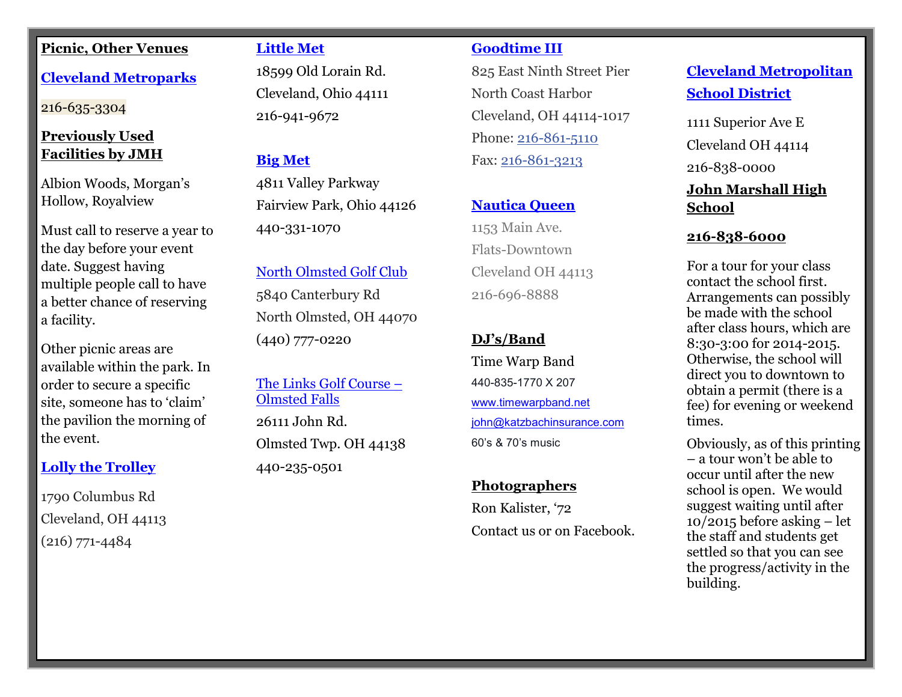**Picnic, Other Venues**

**Cleveland Metroparks**

216-635-3304

**Previously Used Facilities by JMH**

Albion Woods, Morgan's Hollow, Royalview

Must call to reserve a year to the day before your event date. Suggest having multiple people call to have a better chance of reserving a facility.

Other picnic areas are available within the park. In order to secure a specific site, someone has to 'claim' the pavilion the morning of the event.

**Lolly the Trolley**

1790 Columbus Rd

Cleveland, OH 44113

(216) 771-4484

**Little Met**

18599 Old Lorain Rd.

Cleveland, Ohio 44111

216-941-9672

**Big Met**

4811 Valley Parkway

Fairview Park, Ohio 44126

440-331-1070

North Olmsted Golf Club

5840 Canterbury Rd

North Olmsted, OH 44070

(440) 777-0220

The Links Golf Course – Olmsted Falls

26111 John Rd.

Olmsted Twp. OH 44138

440-235-0501

**Goodtime III**

825 East Ninth Street Pier

North Coast Harbor

Cleveland, OH 44114-1017

Phone: 216-861-5110

Fax: 216-861-3213

**Nautica Queen**

1153 Main Ave.

Flats-Downtown

Cleveland OH 44113

216-696-8888

**DJ's/Band**

Time Warp Band

440-835-1770 X 207

www.timewarpband.net

john@katzbachinsurance.com

60's & 70's music

**Photographers**

Ron Kalister, '72

Contact us or on Facebook.

**Cleveland Metropolitan School District**

1111 Superior Ave E

Cleveland OH 44114

216-838-0000

**John Marshall High School**

**216-838-6000**

For a tour for your class contact the school first. Arrangements can possibly be made with the school after class hours, which are 8:30-3:00 for 2014-2015. Otherwise, the school will direct you to downtown to obtain a permit (there is a fee) for evening or weekend times.

Obviously, as of this printing – a tour won't be able to occur until after the new school is open. We would suggest waiting until after 10/2015 before asking – let the staff and students get settled so that you can see the progress/activity in the building.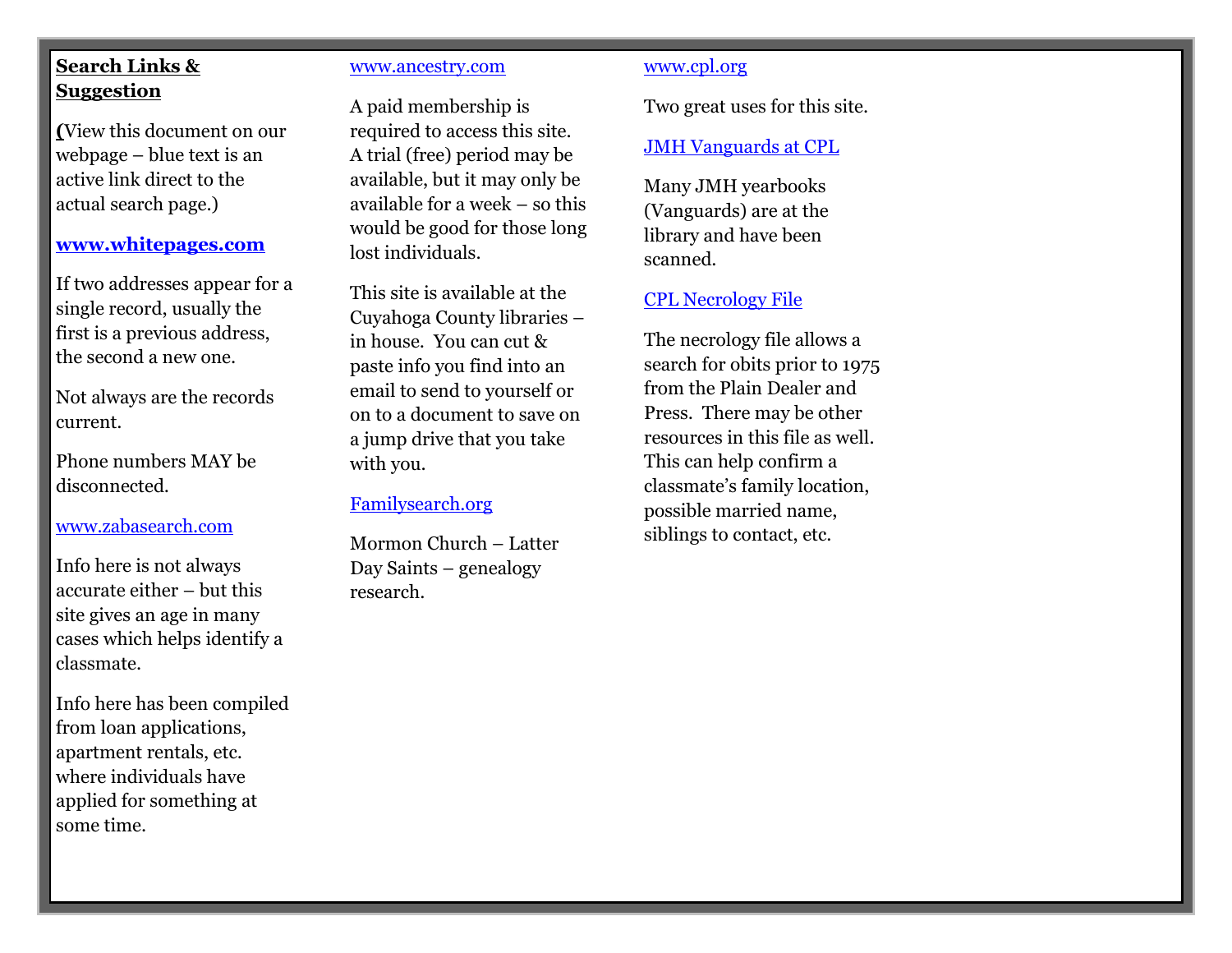**Search Links & Suggestion**

**(**View this document on our webpage – blue text is an active link direct to the actual search page.)

**www.whitepages.com**

If two addresses appear for a single record, usually the first is a previous address, the second a new one.

Not always are the records current.

Phone numbers MAY be disconnected.

www.zabasearch.com

Info here is not always accurate either – but this site gives an age in many cases which helps identify a classmate.

Info here has been compiled from loan applications, apartment rentals, etc. where individuals have applied for something at some time.

www.ancestry.com

A paid membership is required to access this site. A trial (free) period may be available, but it may only be available for a week – so this would be good for those long lost individuals.

This site is available at the Cuyahoga County libraries – in house. You can cut & paste info you find into an email to send to yourself or on to a document to save on a jump drive that you take with you.

Familysearch.org

Mormon Church – Latter Day Saints – genealogy research.

www.cpl.org

Two great uses for this site.

JMH Vanguards at CPL

Many JMH yearbooks (Vanguards) are at the library and have been scanned.

CPL Necrology File

The necrology file allows a search for obits prior to 1975 from the Plain Dealer and Press. There may be other resources in this file as well. This can help confirm a classmate's family location, possible married name, siblings to contact, etc.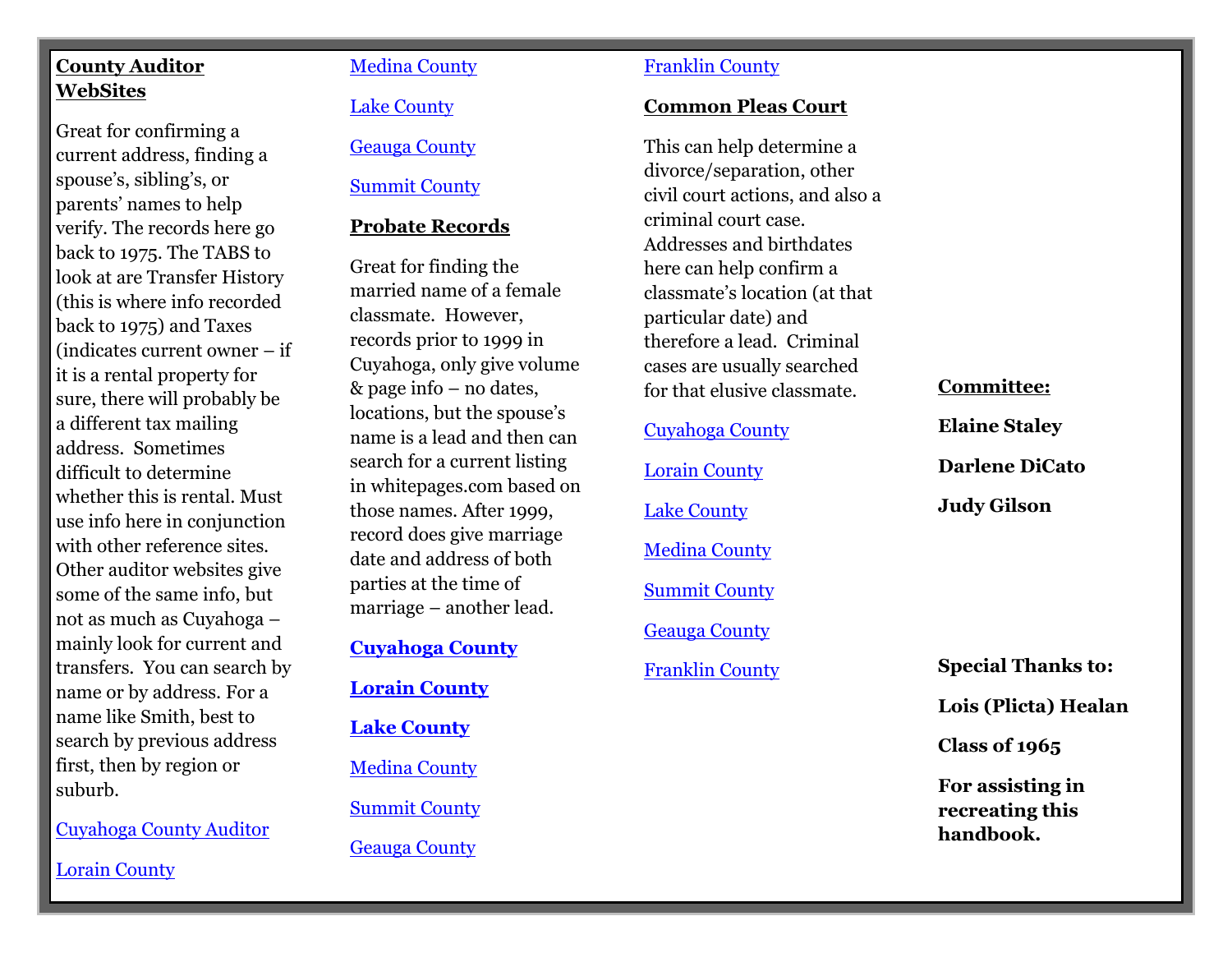**County Auditor WebSites**

Great for confirming a current address, finding a spouse's, sibling's, or parents' names to help verify. The records here go back to 1975. The TABS to look at are Transfer History (this is where info recorded back to 1975) and Taxes (indicates current owner – if it is a rental property for sure, there will probably be a different tax mailing address. Sometimes difficult to determine whether this is rental. Must use info here in conjunction with other reference sites. Other auditor websites give some of the same info, but not as much as Cuyahoga – mainly look for current and transfers. You can search by name or by address. For a name like Smith, best to search by previous address first, then by region or suburb.

Cuyahoga County Auditor

Lorain County

Medina County

Lake County

Geauga County

Summit County

**Probate Records**

Great for finding the married name of a female classmate. However, records prior to 1999 in Cuyahoga, only give volume & page info – no dates, locations, but the spouse's name is a lead and then can search for a current listing in whitepages.com based on those names. After 1999, record does give marriage date and address of both parties at the time of marriage – another lead.

**Cuyahoga County**

**Lorain County**

**Lake County**

Medina County

Summit County

Geauga County

Franklin County

**Common Pleas Court**

This can help determine a divorce/separation, other civil court actions, and also a criminal court case. Addresses and birthdates here can help confirm a classmate's location (at that particular date) and therefore a lead. Criminal cases are usually searched for that elusive classmate.

Cuyahoga County

Lorain County

Lake County

Medina County

Summit County

Geauga County

Franklin County

**Committee:**

**Elaine Staley**

**Darlene DiCato**

**Judy Gilson**

**Special Thanks to:**

**Lois (Plicta) Healan**

**Class of 1965**

**For assisting in recreating this handbook.**